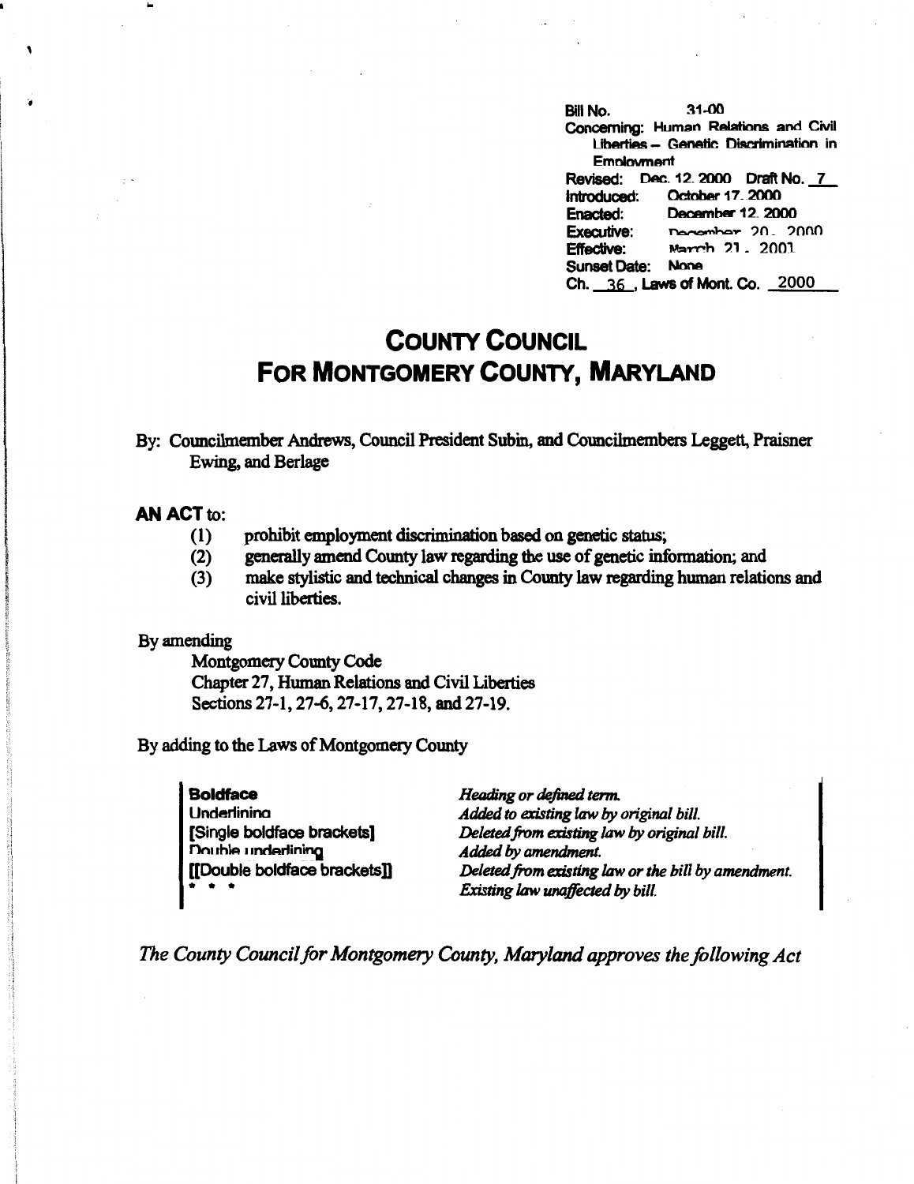Bill No. 31-00
Concerning: Human Relations and Civil Liberties – Genetic Discrimination in Employment
Revised: Dec. 12, 2000 Draft No. 7
Introduced: October 17, 2000
Enacted: December 12, 2000
Executive: December 20, 2000
Effective: March 21, 2001
Sunset Date: None
Ch. 36, Laws of Mont. Co. 2000

# COUNTY COUNCIL
# FOR MONTGOMERY COUNTY, MARYLAND

By: Councilmember Andrews, Council President Subin, and Councilmembers Leggett, Praisner Ewing, and Berlage

**AN ACT** to:
(1) prohibit employment discrimination based on genetic status;
(2) generally amend County law regarding the use of genetic information; and
(3) make stylistic and technical changes in County law regarding human relations and civil liberties.

By amending
Montgomery County Code
Chapter 27, Human Relations and Civil Liberties
Sections 27-1, 27-6, 27-17, 27-18, and 27-19.

By adding to the Laws of Montgomery County

| | |
|---|---|
| **Boldface** | *Heading or defined term.* |
| Underlining | *Added to existing law by original bill.* |
| [Single boldface brackets] | *Deleted from existing law by original bill.* |
| Double underlining | *Added by amendment.* |
| [[Double boldface brackets]] | *Deleted from existing law or the bill by amendment.* |
| * * * | *Existing law unaffected by bill.* |

*The County Council for Montgomery County, Maryland approves the following Act*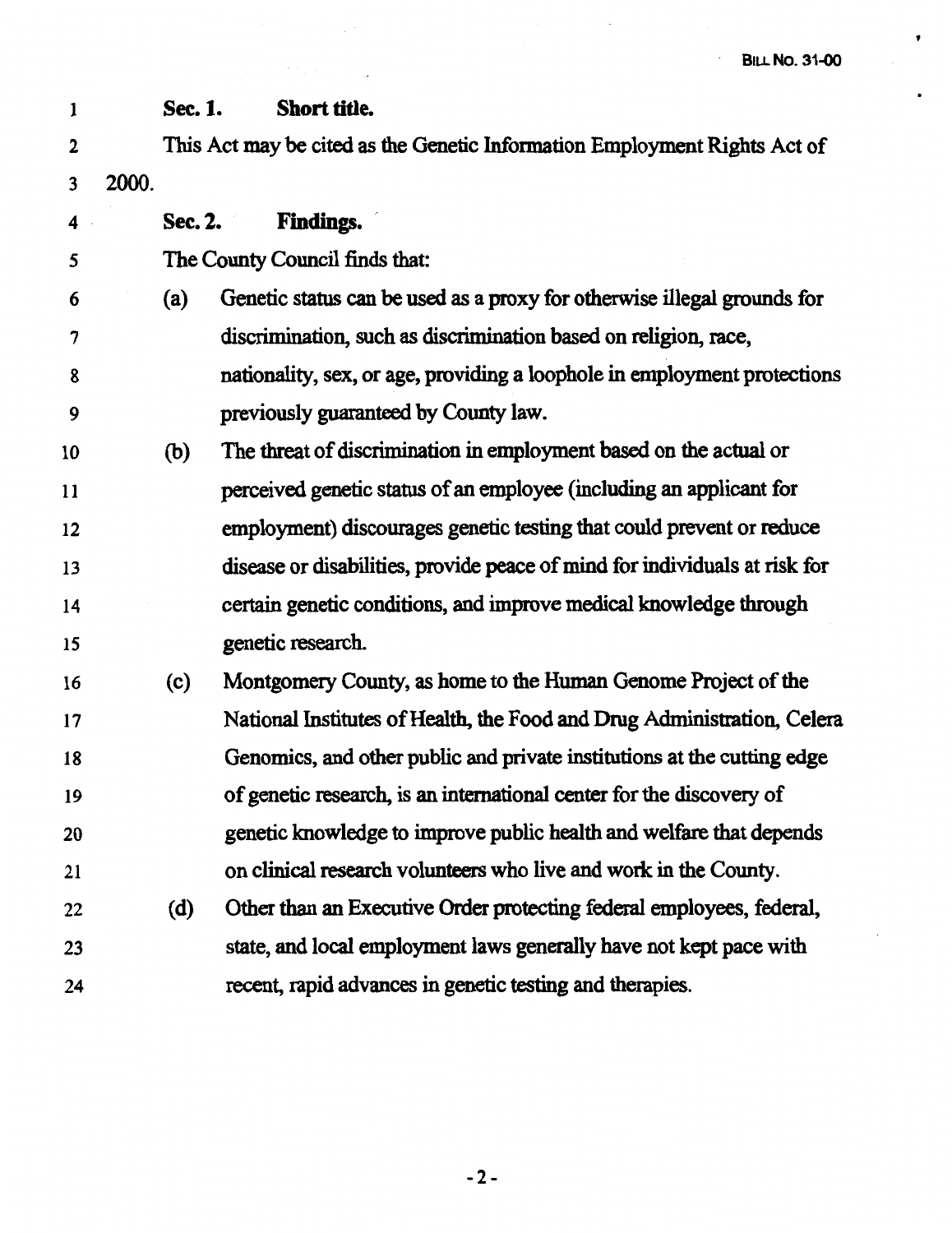**Sec. 1. Short title.**

This Act may be cited as the Genetic Information Employment Rights Act of 2000.

**Sec. 2. Findings.**

The County Council finds that:

(a) Genetic status can be used as a proxy for otherwise illegal grounds for discrimination, such as discrimination based on religion, race, nationality, sex, or age, providing a loophole in employment protections previously guaranteed by County law.

(b) The threat of discrimination in employment based on the actual or perceived genetic status of an employee (including an applicant for employment) discourages genetic testing that could prevent or reduce disease or disabilities, provide peace of mind for individuals at risk for certain genetic conditions, and improve medical knowledge through genetic research.

(c) Montgomery County, as home to the Human Genome Project of the National Institutes of Health, the Food and Drug Administration, Celera Genomics, and other public and private institutions at the cutting edge of genetic research, is an international center for the discovery of genetic knowledge to improve public health and welfare that depends on clinical research volunteers who live and work in the County.

(d) Other than an Executive Order protecting federal employees, federal, state, and local employment laws generally have not kept pace with recent, rapid advances in genetic testing and therapies.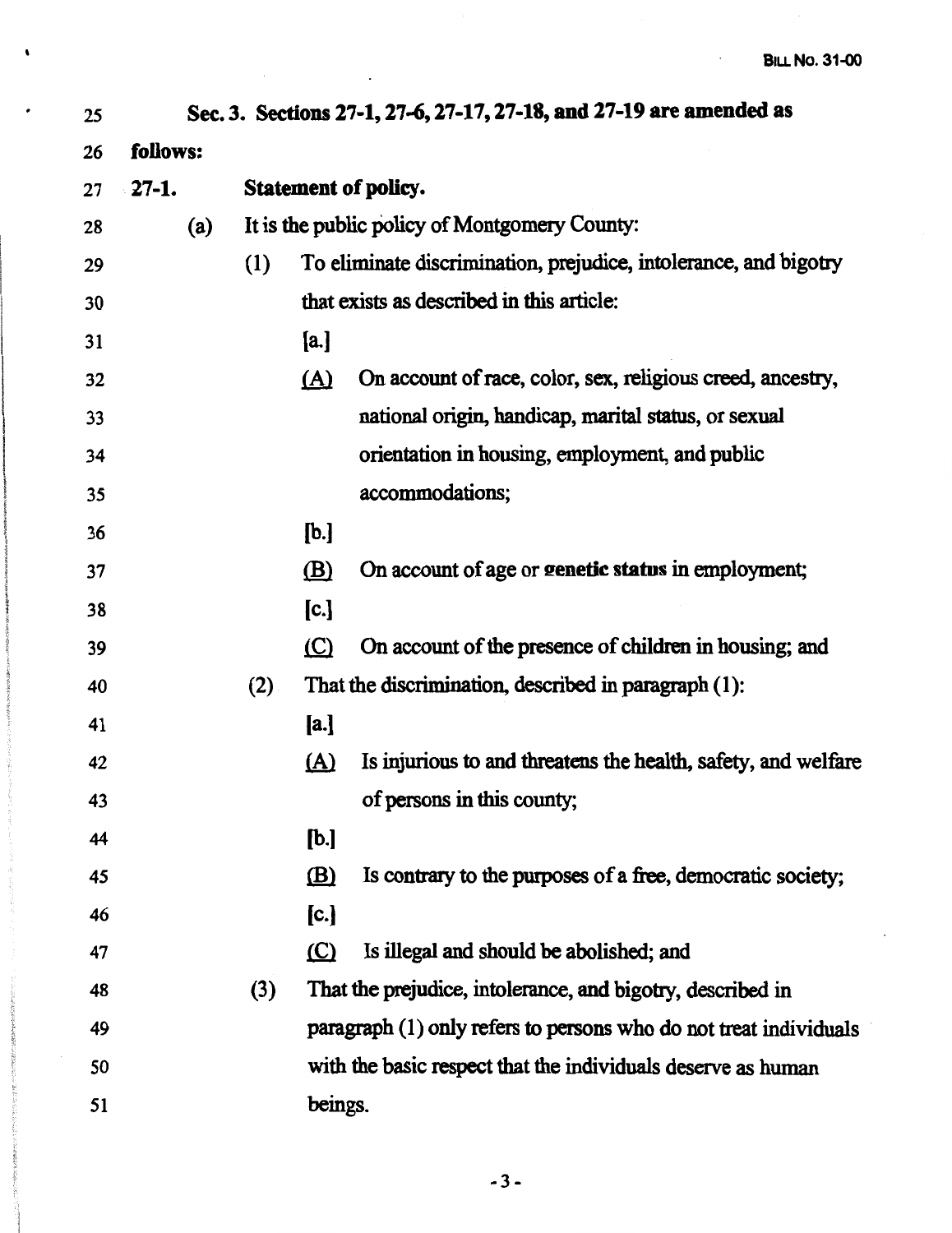**Sec. 3. Sections 27-1, 27-6, 27-17, 27-18, and 27-19 are amended as follows:**

**27-1. Statement of policy.**

(a) It is the public policy of Montgomery County:

(1) To eliminate discrimination, prejudice, intolerance, and bigotry that exists as described in this article:

[a.]

<u>(A)</u> On account of race, color, sex, religious creed, ancestry, national origin, handicap, marital status, or sexual orientation in housing, employment, and public accommodations;

[b.]

<u>(B)</u> On account of age or **genetic status** in employment;

[c.]

<u>(C)</u> On account of the presence of children in housing; and

(2) That the discrimination, described in paragraph (1):

[a.]

<u>(A)</u> Is injurious to and threatens the health, safety, and welfare of persons in this county;

[b.]

<u>(B)</u> Is contrary to the purposes of a free, democratic society;

[c.]

<u>(C)</u> Is illegal and should be abolished; and

(3) That the prejudice, intolerance, and bigotry, described in paragraph (1) only refers to persons who do not treat individuals with the basic respect that the individuals deserve as human beings.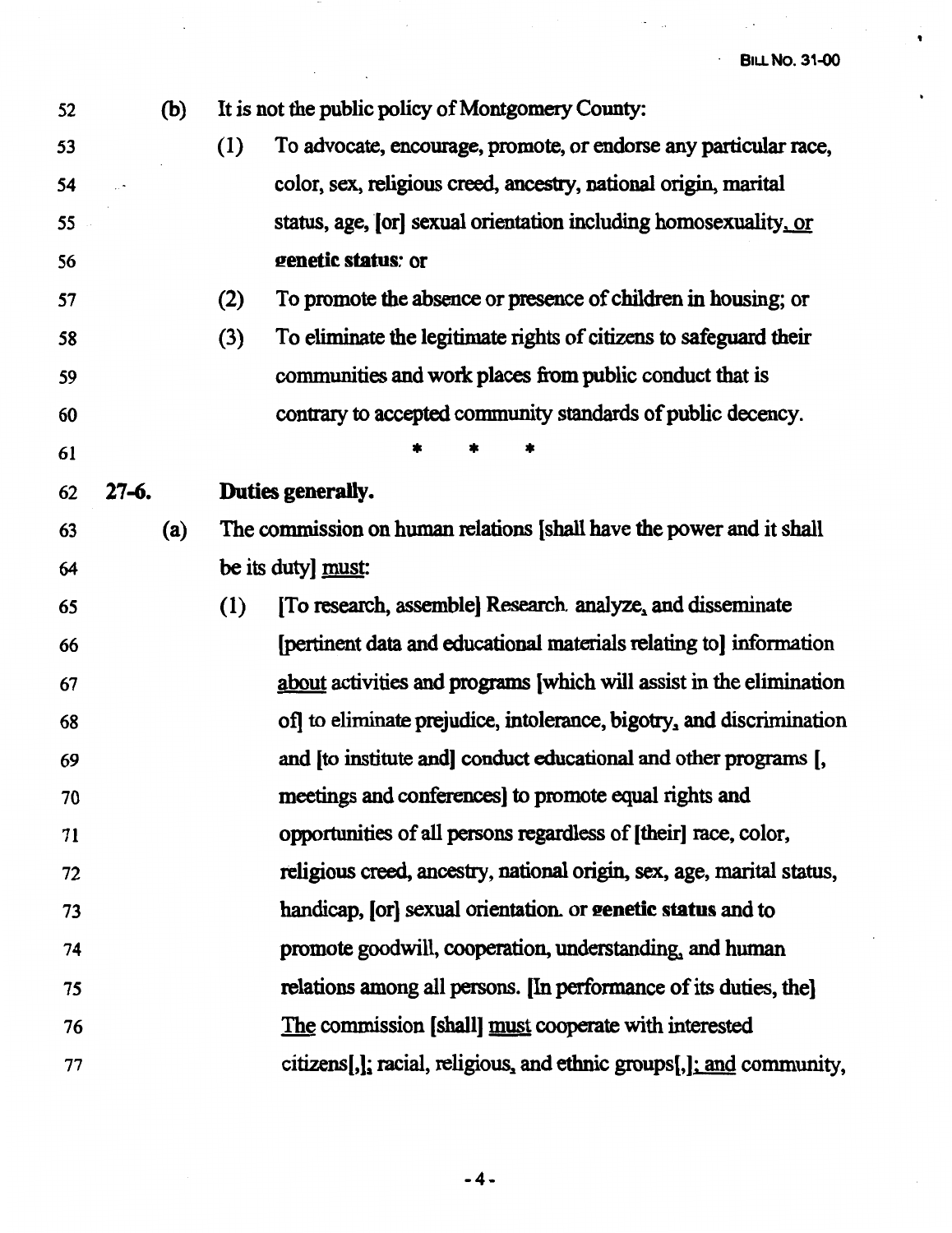(b) It is not the public policy of Montgomery County:

(1) To advocate, encourage, promote, or endorse any particular race, color, sex, religious creed, ancestry, national origin, marital status, age, [or] sexual orientation including homosexuality, or **genetic status**; or

(2) To promote the absence or presence of children in housing; or

(3) To eliminate the legitimate rights of citizens to safeguard their communities and work places from public conduct that is contrary to accepted community standards of public decency.

\* \* \*

**27-6. Duties generally.**

(a) The commission on human relations [shall have the power and it shall be its duty] must:

(1) [To research, assemble] Research, analyze, and disseminate [pertinent data and educational materials relating to] information about activities and programs [which will assist in the elimination of] to eliminate prejudice, intolerance, bigotry, and discrimination and [to institute and] conduct educational and other programs [, meetings and conferences] to promote equal rights and opportunities of all persons regardless of [their] race, color, religious creed, ancestry, national origin, sex, age, marital status, handicap, [or] sexual orientation, or **genetic status** and to promote goodwill, cooperation, understanding, and human relations among all persons. [In performance of its duties, the] The commission [shall] must cooperate with interested citizens[,]; racial, religious, and ethnic groups[,]; and community,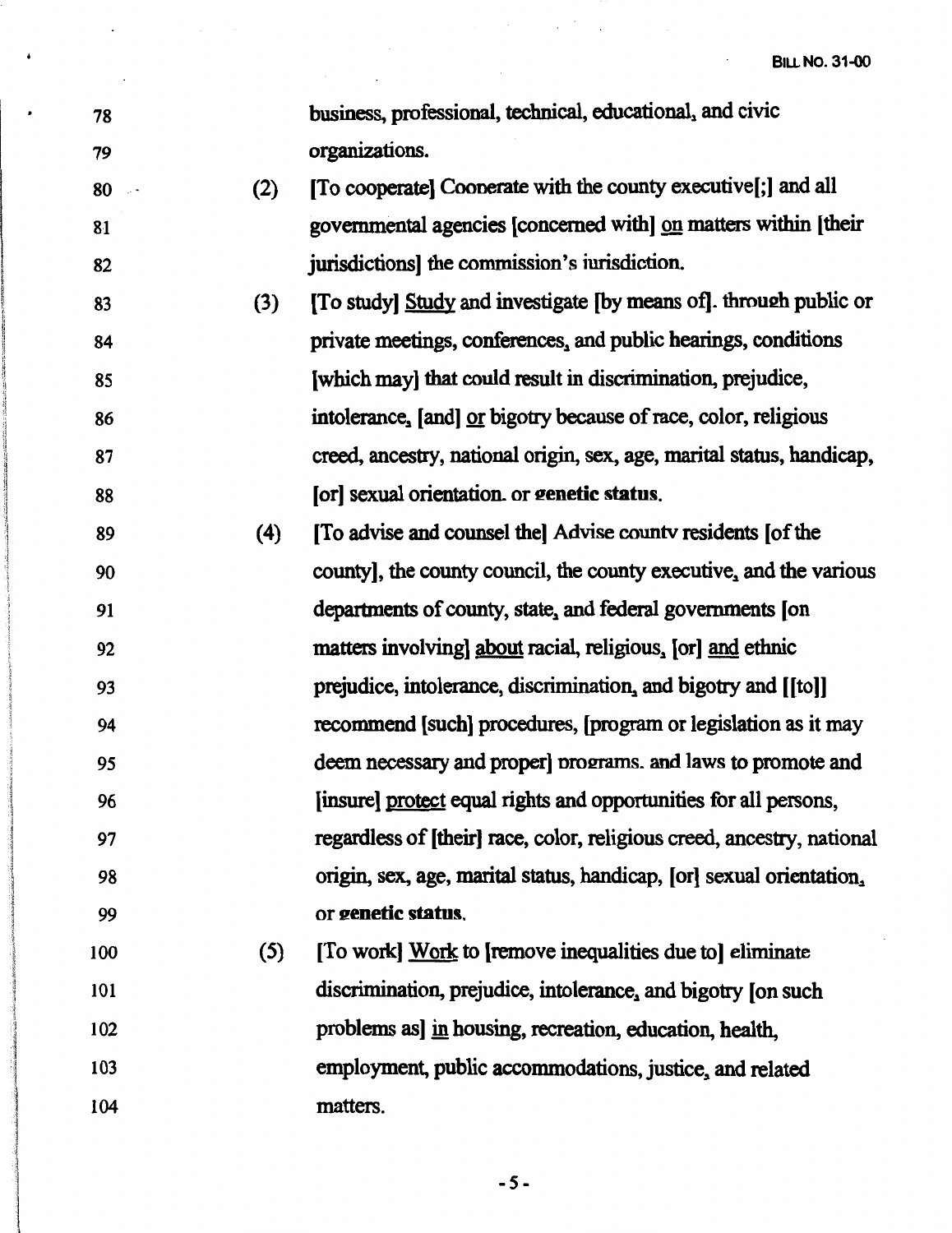78 business, professional, technical, educational, and civic
79 organizations.

80 (2) [To cooperate] Cooperate with the county executive[;] and all
81 governmental agencies [concerned with] <u>on</u> matters within [their
82 jurisdictions] the commission's jurisdiction.

83 (3) [To study] <u>Study</u> and investigate [by means of], through public or
84 private meetings, conferences, and public hearings, conditions
85 [which may] that could result in discrimination, prejudice,
86 intolerance, [and] <u>or</u> bigotry because of race, color, religious
87 creed, ancestry, national origin, sex, age, marital status, handicap,
88 [or] sexual orientation, or **genetic status**.

89 (4) [To advise and counsel the] Advise county residents [of the
90 county], the county council, the county executive, and the various
91 departments of county, state, and federal governments [on
92 matters involving] <u>about</u> racial, religious, [or] <u>and</u> ethnic
93 prejudice, intolerance, discrimination, and bigotry and [[to]]
94 recommend [such] procedures, [program or legislation as it may
95 deem necessary and proper] programs, and laws to promote and
96 [insure] <u>protect</u> equal rights and opportunities for all persons,
97 regardless of [their] race, color, religious creed, ancestry, national
98 origin, sex, age, marital status, handicap, [or] sexual orientation,
99 or **genetic status**.

100 (5) [To work] <u>Work</u> to [remove inequalities due to] eliminate
101 discrimination, prejudice, intolerance, and bigotry [on such
102 problems as] <u>in</u> housing, recreation, education, health,
103 employment, public accommodations, justice, and related
104 matters.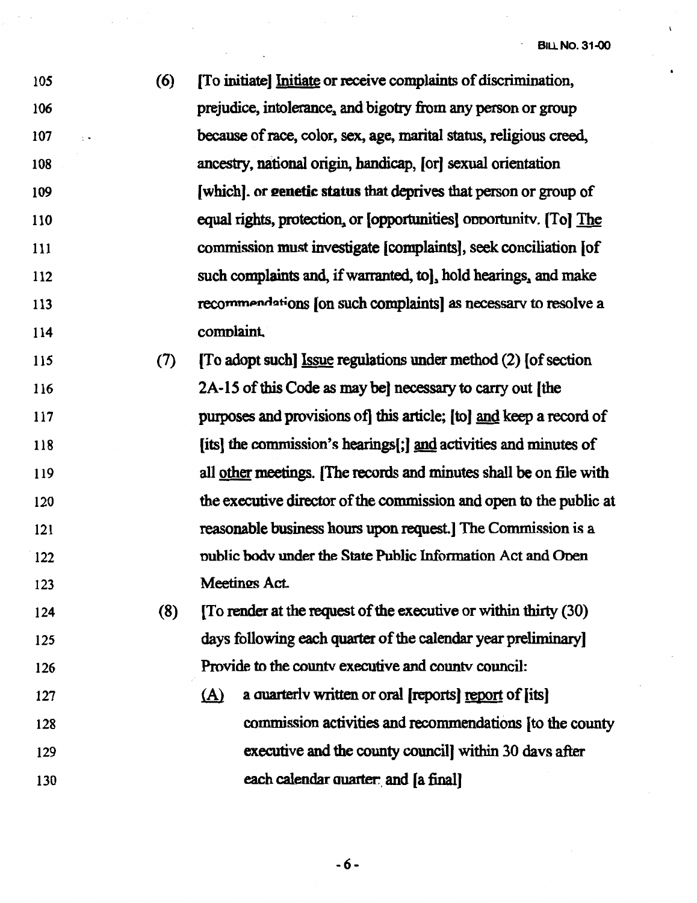105 (6) [To initiate] Initiate or receive complaints of discrimination,
106 prejudice, intolerance, and bigotry from any person or group
107 because of race, color, sex, age, marital status, religious creed,
108 ancestry, national origin, handicap, [or] sexual orientation
109 [which], or **genetic status** that deprives that person or group of
110 equal rights, protection, or [opportunities] opportunity. [To] The
111 commission must investigate [complaints], seek conciliation [of
112 such complaints and, if warranted, to], hold hearings, and make
113 recommendations [on such complaints] as necessary to resolve a
114 complaint.

115 (7) [To adopt such] Issue regulations under method (2) [of section
116 2A-15 of this Code as may be] necessary to carry out [the
117 purposes and provisions of] this article; [to] and keep a record of
118 [its] the commission's hearings[;] and activities and minutes of
119 all other meetings. [The records and minutes shall be on file with
120 the executive director of the commission and open to the public at
121 reasonable business hours upon request.] The Commission is a
122 public body under the State Public Information Act and Open
123 Meetings Act.

124 (8) [To render at the request of the executive or within thirty (30)
125 days following each quarter of the calendar year preliminary]
126 Provide to the county executive and county council:
127 (A) a quarterly written or oral [reports] report of [its]
128 commission activities and recommendations [to the county
129 executive and the county council] within 30 days after
130 each calendar quarter; and [a final]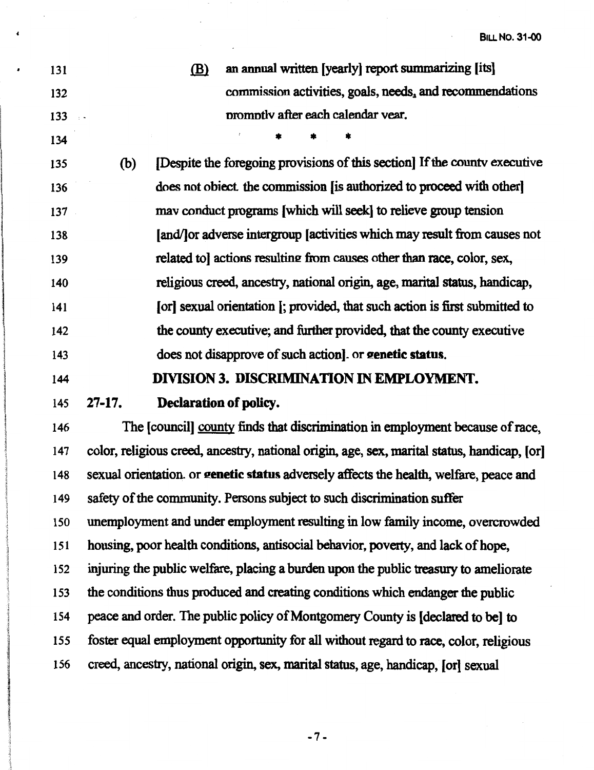131 (B) an annual written [yearly] report summarizing [its]

132 commission activities, goals, needs, and recommendations

133 promptly after each calendar year.

134 \* \* \*

135 (b) [Despite the foregoing provisions of this section] If the county executive

136 does not object, the commission [is authorized to proceed with other]

137 may conduct programs [which will seek] to relieve group tension

138 [and/]or adverse intergroup [activities which may result from causes not

139 related to] actions resulting from causes other than race, color, sex,

140 religious creed, ancestry, national origin, age, marital status, handicap,

141 [or] sexual orientation [; provided, that such action is first submitted to

142 the county executive; and further provided, that the county executive

143 does not disapprove of such action], or **genetic status**.

144 **DIVISION 3. DISCRIMINATION IN EMPLOYMENT.**

145 **27-17. Declaration of policy.**

146 The [council] county finds that discrimination in employment because of race,

147 color, religious creed, ancestry, national origin, age, sex, marital status, handicap, [or]

148 sexual orientation, or **genetic status** adversely affects the health, welfare, peace and

149 safety of the community. Persons subject to such discrimination suffer

150 unemployment and under employment resulting in low family income, overcrowded

151 housing, poor health conditions, antisocial behavior, poverty, and lack of hope,

152 injuring the public welfare, placing a burden upon the public treasury to ameliorate

153 the conditions thus produced and creating conditions which endanger the public

154 peace and order. The public policy of Montgomery County is [declared to be] to

155 foster equal employment opportunity for all without regard to race, color, religious

156 creed, ancestry, national origin, sex, marital status, age, handicap, [or] sexual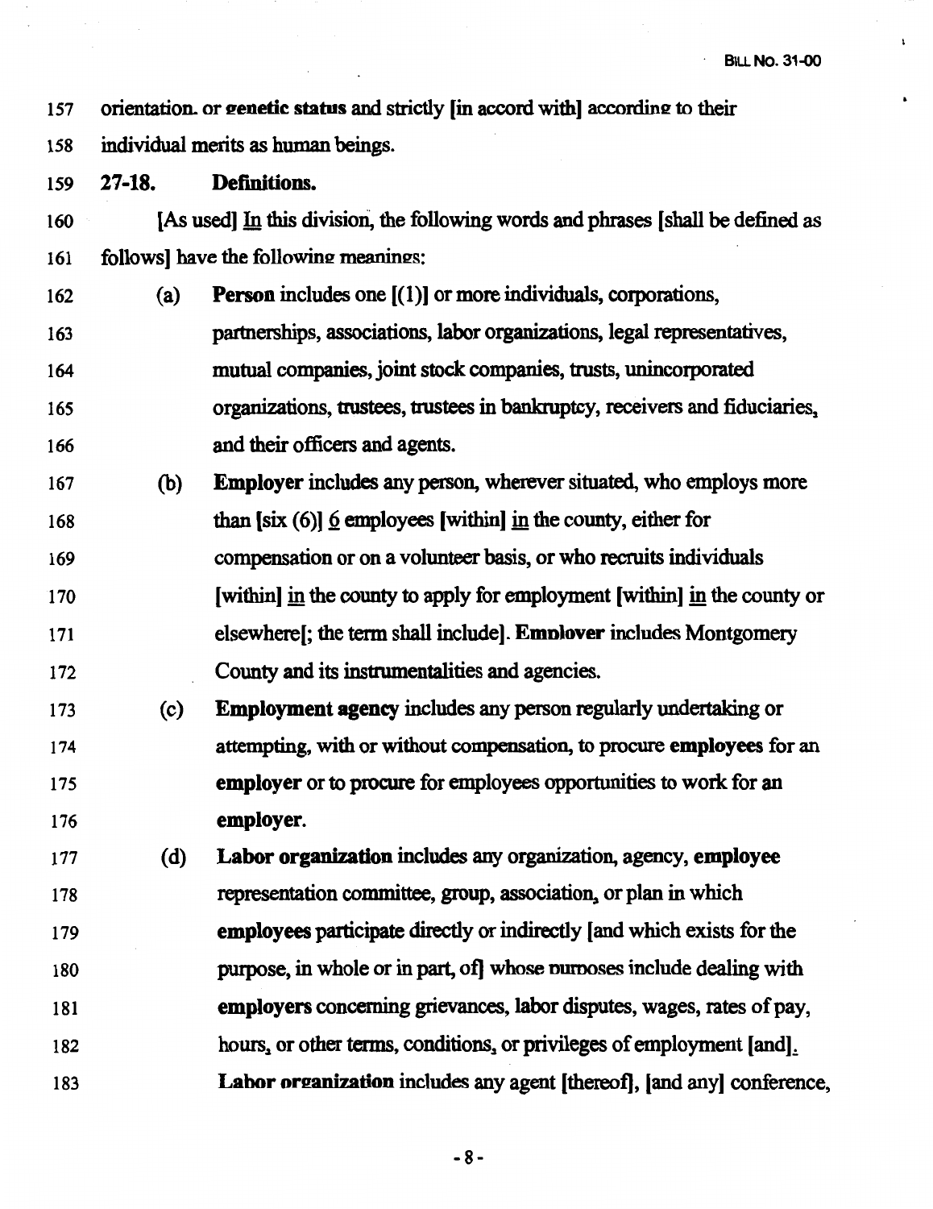157 orientation, or **genetic status** and strictly [in accord with] according to their

158 individual merits as human beings.

159 **27-18. Definitions.**

160 [As used] In this division, the following words and phrases [shall be defined as

161 follows] have the following meanings:

162 (a) **Person** includes one [(1)] or more individuals, corporations,

163 partnerships, associations, labor organizations, legal representatives,

164 mutual companies, joint stock companies, trusts, unincorporated

165 organizations, trustees, trustees in bankruptcy, receivers and fiduciaries,

166 and their officers and agents.

167 (b) **Employer** includes any person, wherever situated, who employs more

168 than [six (6)] 6 employees [within] in the county, either for

169 compensation or on a volunteer basis, or who recruits individuals

170 [within] in the county to apply for employment [within] in the county or

171 elsewhere[; the term shall include]. **Employer** includes Montgomery

172 County and its instrumentalities and agencies.

173 (c) **Employment agency** includes any person regularly undertaking or

174 attempting, with or without compensation, to procure **employees** for an

175 **employer** or to procure for employees opportunities to work for an

176 **employer**.

177 (d) **Labor organization** includes any organization, agency, **employee**

178 representation committee, group, association, or plan in which

179 **employees** participate directly or indirectly [and which exists for the

180 purpose, in whole or in part, of] whose purposes include dealing with

181 **employers** concerning grievances, labor disputes, wages, rates of pay,

182 hours, or other terms, conditions, or privileges of employment [and].

183 **Labor organization** includes any agent [thereof], [and any] conference,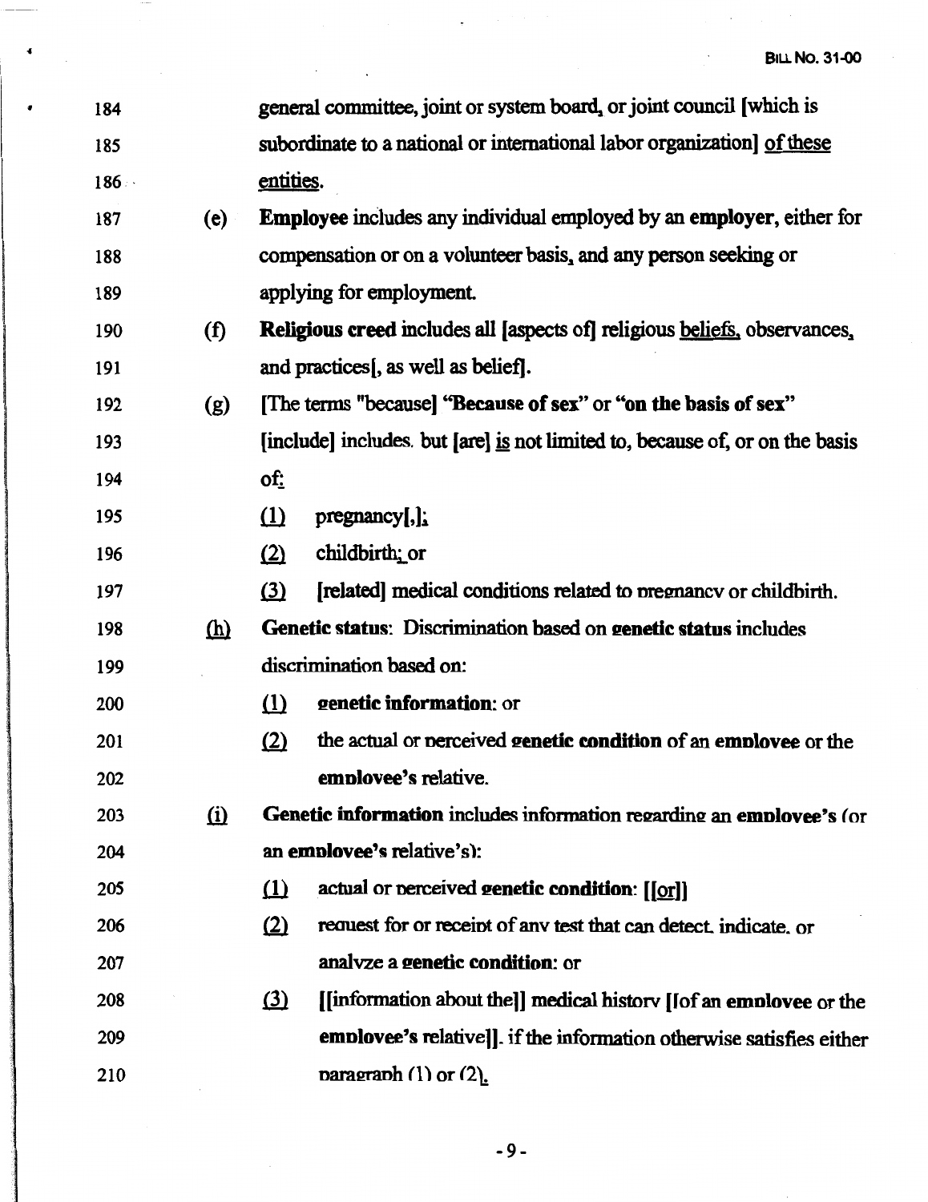184 general committee, joint or system board, or joint council [which is
185 subordinate to a national or international labor organization] <u>of these</u>
186 <u>entities</u>.

187 (e) **Employee** includes any individual employed by an **employer**, either for
188 compensation or on a volunteer basis, and any person seeking or
189 applying for employment.

190 (f) **Religious creed** includes all [aspects of] religious <u>beliefs,</u> observances,
191 and practices[, as well as belief].

192 (g) [The terms "because] **"Because of sex"** or **"on the basis of sex"**
193 [include] includes, but [are] <u>is</u> not limited to, because of, or on the basis
194 of<u>:</u>

195 <u>(1)</u> pregnancy[,]<u>;</u>

196 <u>(2)</u> childbirth<u>;</u> or

197 <u>(3)</u> [related] medical conditions related to pregnancy or childbirth.

198 <u>(h)</u> **Genetic status**: Discrimination based on **genetic status** includes
199 discrimination based on:

200 <u>(1)</u> **genetic information**: or

201 <u>(2)</u> the actual or perceived **genetic condition** of an **employee** or the
202 **employee's** relative.

203 <u>(i)</u> **Genetic information** includes information regarding an **employee's** (or
204 an **employee's** relative's):

205 <u>(1)</u> actual or perceived **genetic condition**: [[<u>or</u>]]

206 <u>(2)</u> request for or receipt of any test that can detect, indicate, or
207 analyze a **genetic condition**: or

208 <u>(3)</u> [[information about the]] medical history [[of an **employee** or the
209 **employee's** relative]], if the information otherwise satisfies either
210 paragraph (1) or (2)<u>.</u>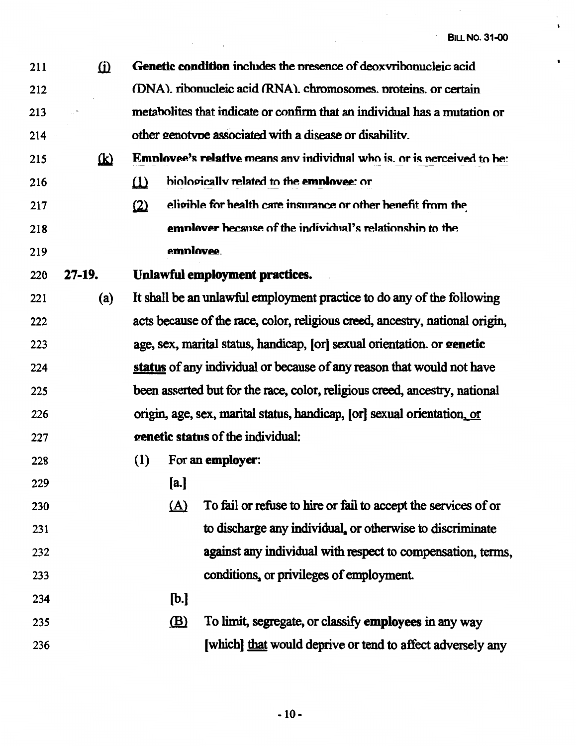211 (j) **Genetic condition** includes the presence of deoxyribonucleic acid
212 (DNA), ribonucleic acid (RNA), chromosomes, proteins, or certain
213 metabolites that indicate or confirm that an individual has a mutation or
214 other genotype associated with a disease or disability.

215 (k) **Employee's relative** means any individual who is, or is perceived to be:
216 (1) biologically related to the **employee**; or
217 (2) eligible for health care insurance or other benefit from the
218 **employer** because of the individual's relationship to the
219 **employee**.

220 **27-19. Unlawful employment practices.**

221 (a) It shall be an unlawful employment practice to do any of the following
222 acts because of the race, color, religious creed, ancestry, national origin,
223 age, sex, marital status, handicap, [or] sexual orientation, or **genetic**
224 **status** of any individual or because of any reason that would not have
225 been asserted but for the race, color, religious creed, ancestry, national
226 origin, age, sex, marital status, handicap, [or] sexual orientation, or
227 **genetic status** of the individual:

228 (1) For an **employer**:

229 [a.]

230 (A) To fail or refuse to hire or fail to accept the services of or
231 to discharge any individual, or otherwise to discriminate
232 against any individual with respect to compensation, terms,
233 conditions, or privileges of employment.

234 [b.]

235 (B) To limit, segregate, or classify **employees** in any way
236 [which] that would deprive or tend to affect adversely any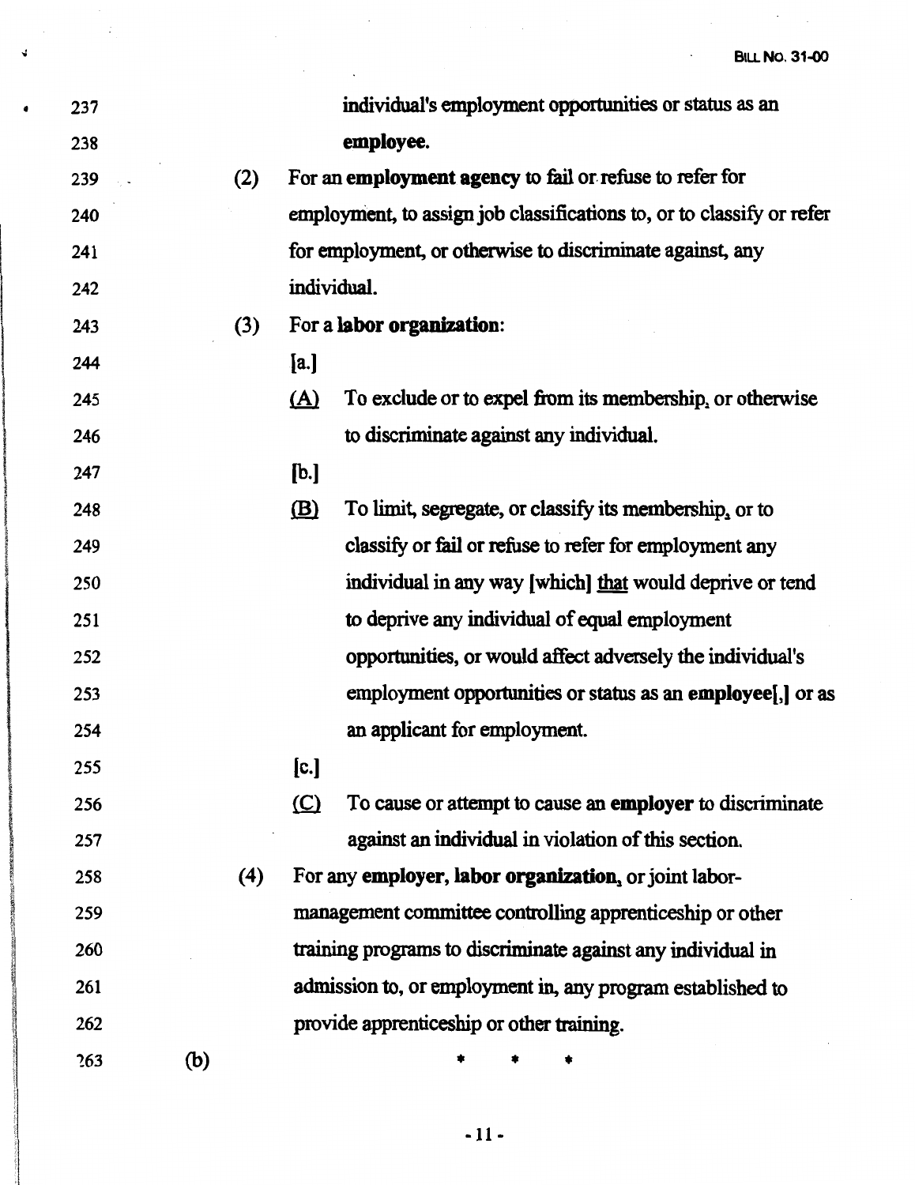individual's employment opportunities or status as an **employee**.

(2) For an **employment agency** to fail or refuse to refer for employment, to assign job classifications to, or to classify or refer for employment, or otherwise to discriminate against, any individual.

(3) For a **labor organization**:

[a.]

(A) To exclude or to expel from its membership, or otherwise to discriminate against any individual.

[b.]

(B) To limit, segregate, or classify its membership, or to classify or fail or refuse to refer for employment any individual in any way [which] that would deprive or tend to deprive any individual of equal employment opportunities, or would affect adversely the individual's employment opportunities or status as an **employee**[,] or as an applicant for employment.

[c.]

(C) To cause or attempt to cause an **employer** to discriminate against an individual in violation of this section.

(4) For any **employer, labor organization**, or joint labor-management committee controlling apprenticeship or other training programs to discriminate against any individual in admission to, or employment in, any program established to provide apprenticeship or other training.

(b) \* \* \*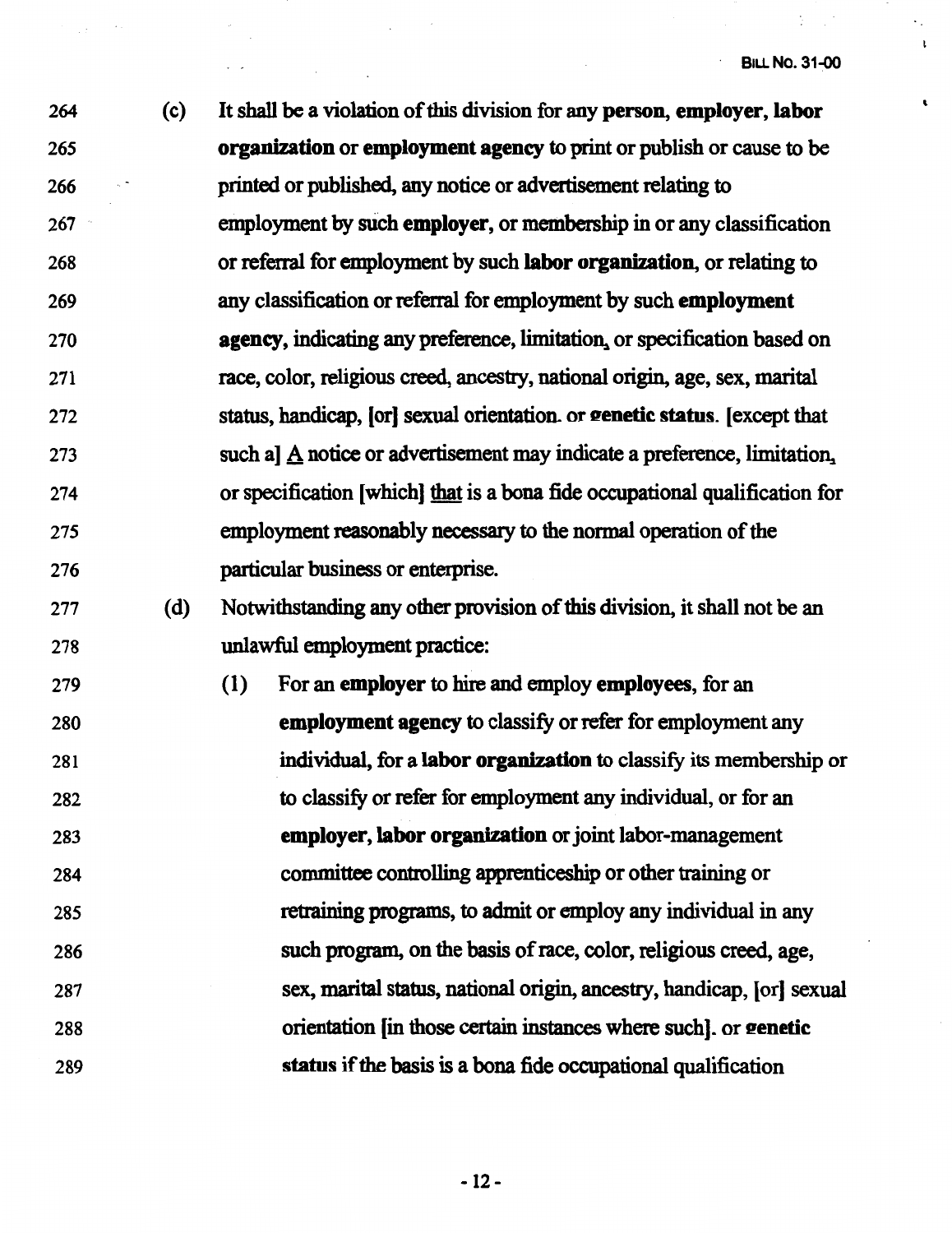264 (c) It shall be a violation of this division for any **person, employer, labor**
265 **organization** or **employment agency** to print or publish or cause to be
266 printed or published, any notice or advertisement relating to
267 employment by such **employer**, or membership in or any classification
268 or referral for employment by such **labor organization**, or relating to
269 any classification or referral for employment by such **employment**
270 **agency**, indicating any preference, limitation, or specification based on
271 race, color, religious creed, ancestry, national origin, age, sex, marital
272 status, handicap, [or] sexual orientation. or **genetic status**. [except that
273 such a] A notice or advertisement may indicate a preference, limitation,
274 or specification [which] that is a bona fide occupational qualification for
275 employment reasonably necessary to the normal operation of the
276 particular business or enterprise.

277 (d) Notwithstanding any other provision of this division, it shall not be an
278 unlawful employment practice:

279 (1) For an **employer** to hire and employ **employees**, for an
280 **employment agency** to classify or refer for employment any
281 individual, for a **labor organization** to classify its membership or
282 to classify or refer for employment any individual, or for an
283 **employer, labor organization** or joint labor-management
284 committee controlling apprenticeship or other training or
285 retraining programs, to admit or employ any individual in any
286 such program, on the basis of race, color, religious creed, age,
287 sex, marital status, national origin, ancestry, handicap, [or] sexual
288 orientation [in those certain instances where such]. or **genetic**
289 **status** if the basis is a bona fide occupational qualification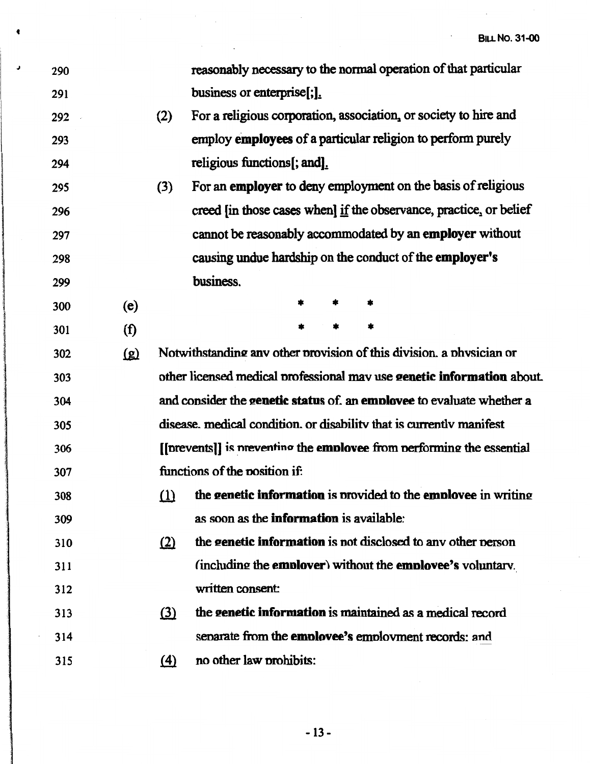reasonably necessary to the normal operation of that particular business or enterprise[;].

(2) For a religious corporation, association, or society to hire and employ **employees** of a particular religion to perform purely religious functions[; and].

(3) For an **employer** to deny employment on the basis of religious creed [in those cases when] if the observance, practice, or belief cannot be reasonably accommodated by an **employer** without causing undue hardship on the conduct of the **employer's** business.

(e) * * *

(f) * * *

(g) Notwithstanding any other provision of this division, a physician or other licensed medical professional may use **genetic information** about, and consider the **genetic status** of, an **employee** to evaluate whether a disease, medical condition, or disability that is currently manifest [[prevents]] is preventing the **employee** from performing the essential functions of the position if:

(1) the **genetic information** is provided to the **employee** in writing as soon as the **information** is available;

(2) the **genetic information** is not disclosed to any other person (including the **employer**) without the **employee's** voluntary, written consent;

(3) the **genetic information** is maintained as a medical record separate from the **employee's** employment records; and

(4) no other law prohibits: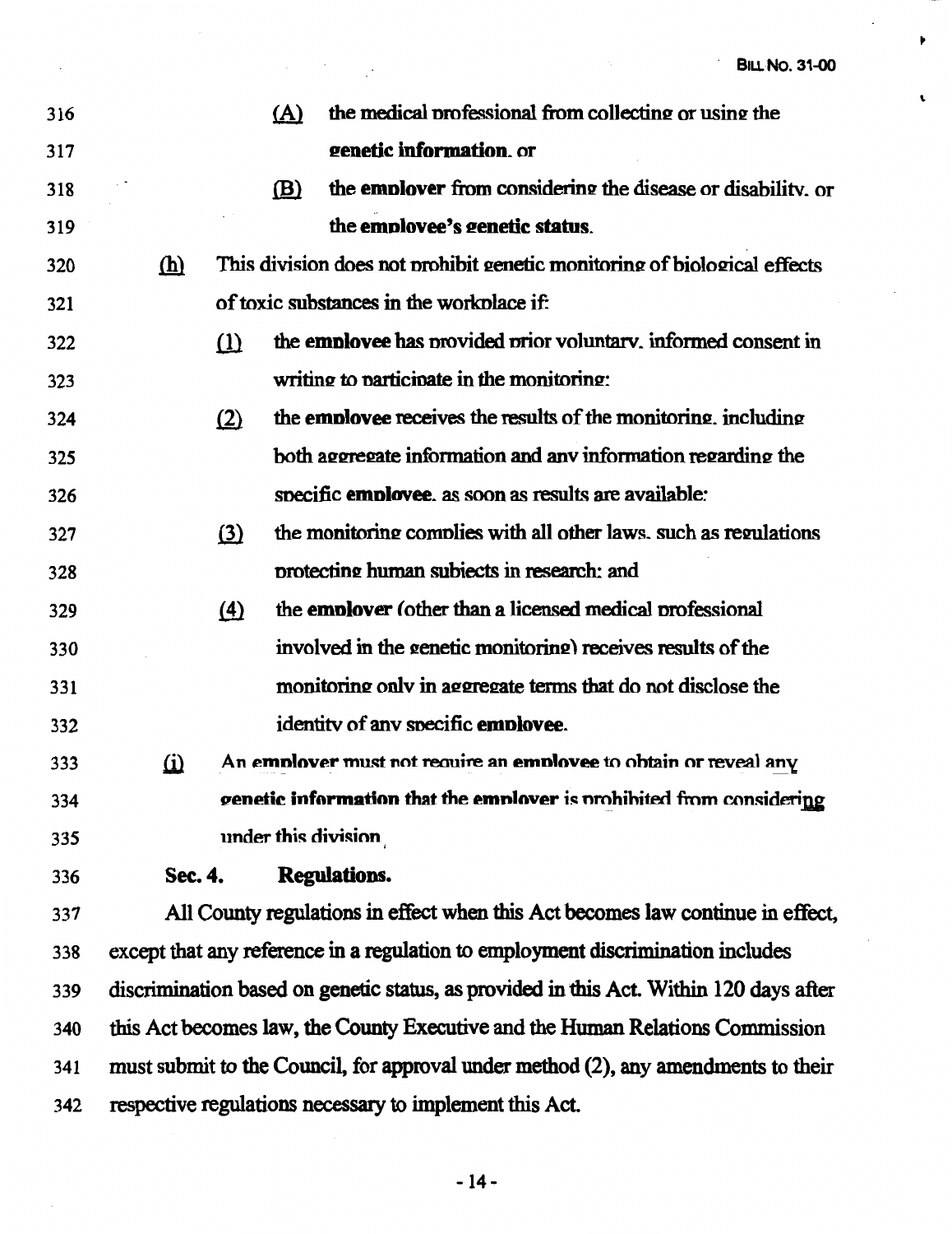(A) the medical professional from collecting or using the **genetic information**, or

(B) the **employer** from considering the disease or disability, or the **employee's genetic status**.

(h) This division does not prohibit genetic monitoring of biological effects of toxic substances in the workplace if:

(1) the **employee** has provided prior voluntary, informed consent in writing to participate in the monitoring;

(2) the **employee** receives the results of the monitoring, including both aggregate information and any information regarding the specific **employee**, as soon as results are available;

(3) the monitoring complies with all other laws, such as regulations protecting human subjects in research; and

(4) the **employer** (other than a licensed medical professional involved in the genetic monitoring) receives results of the monitoring only in aggregate terms that do not disclose the identity of any specific **employee**.

(i) An **employer** must not require an **employee** to obtain or reveal any **genetic information** that the **employer** is prohibited from considering under this division.

**Sec. 4. Regulations.**

All County regulations in effect when this Act becomes law continue in effect, except that any reference in a regulation to employment discrimination includes discrimination based on genetic status, as provided in this Act. Within 120 days after this Act becomes law, the County Executive and the Human Relations Commission must submit to the Council, for approval under method (2), any amendments to their respective regulations necessary to implement this Act.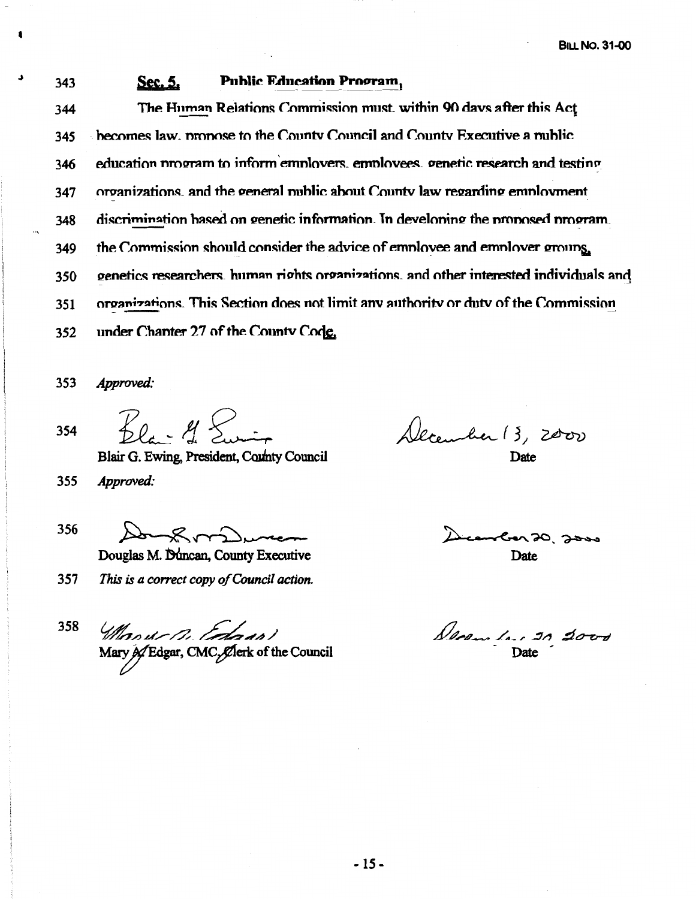343 **Sec. 5. Public Education Program.**

344 The Human Relations Commission must, within 90 days after this Act

345 becomes law, propose to the County Council and County Executive a public

346 education program to inform employers, employees, genetic research and testing

347 organizations, and the general public about County law regarding employment

348 discrimination based on genetic information. In developing the proposed program,

349 the Commission should consider the advice of employee and employer groups,

350 genetics researchers, human rights organizations, and other interested individuals and

351 organizations. This Section does not limit any authority or duty of the Commission

352 under Chapter 27 of the County Code.

353 *Approved:*

354 Blair G. Ewing, President, County Council — December 13, 2000 — Date

355 *Approved:*

356 Douglas M. Duncan, County Executive — December 20, 2000 — Date

357 *This is a correct copy of Council action.*

358 Mary A. Edgar, CMC, Clerk of the Council — December 20, 2000 — Date